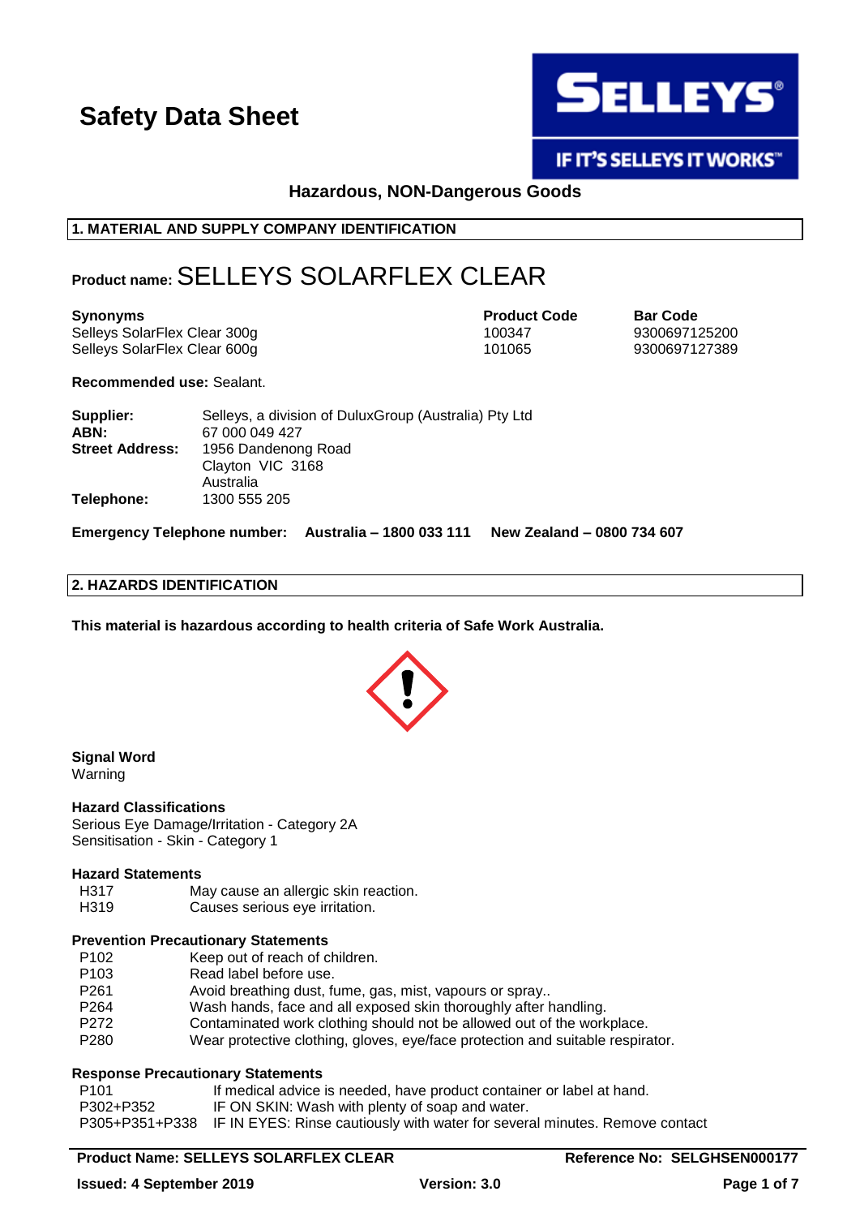# Safety Data Sheet

**SELLEYS**

**IF IT'S SELLEYS IT WORKS™**

**Hazardous, NON-Dangerous Goods**

## 1. MATERIAL AND SUPPLY COMPANY IDENTIFICATION

**Product name:** SELLEYS SOLARFLEX CLEAR

| Synonyms | Product Code | Bar Code |
|---|---|---|
| Selleys SolarFlex Clear 300g | 100347 | 9300697125200 |
| Selleys SolarFlex Clear 600g | 101065 | 9300697127389 |

**Recommended use:** Sealant.

**Supplier:** Selleys, a division of DuluxGroup (Australia) Pty Ltd
**ABN:** 67 000 049 427
**Street Address:** 1956 Dandenong Road
Clayton VIC 3168
Australia
**Telephone:** 1300 555 205

**Emergency Telephone number: Australia – 1800 033 111 New Zealand – 0800 734 607**

## 2. HAZARDS IDENTIFICATION

**This material is hazardous according to health criteria of Safe Work Australia.**

### Signal Word
Warning

### Hazard Classifications
Serious Eye Damage/Irritation - Category 2A
Sensitisation - Skin - Category 1

### Hazard Statements

| | |
|---|---|
| H317 | May cause an allergic skin reaction. |
| H319 | Causes serious eye irritation. |

### Prevention Precautionary Statements

| | |
|---|---|
| P102 | Keep out of reach of children. |
| P103 | Read label before use. |
| P261 | Avoid breathing dust, fume, gas, mist, vapours or spray.. |
| P264 | Wash hands, face and all exposed skin thoroughly after handling. |
| P272 | Contaminated work clothing should not be allowed out of the workplace. |
| P280 | Wear protective clothing, gloves, eye/face protection and suitable respirator. |

### Response Precautionary Statements

| | |
|---|---|
| P101 | If medical advice is needed, have product container or label at hand. |
| P302+P352 | IF ON SKIN: Wash with plenty of soap and water. |
| P305+P351+P338 | IF IN EYES: Rinse cautiously with water for several minutes. Remove contact |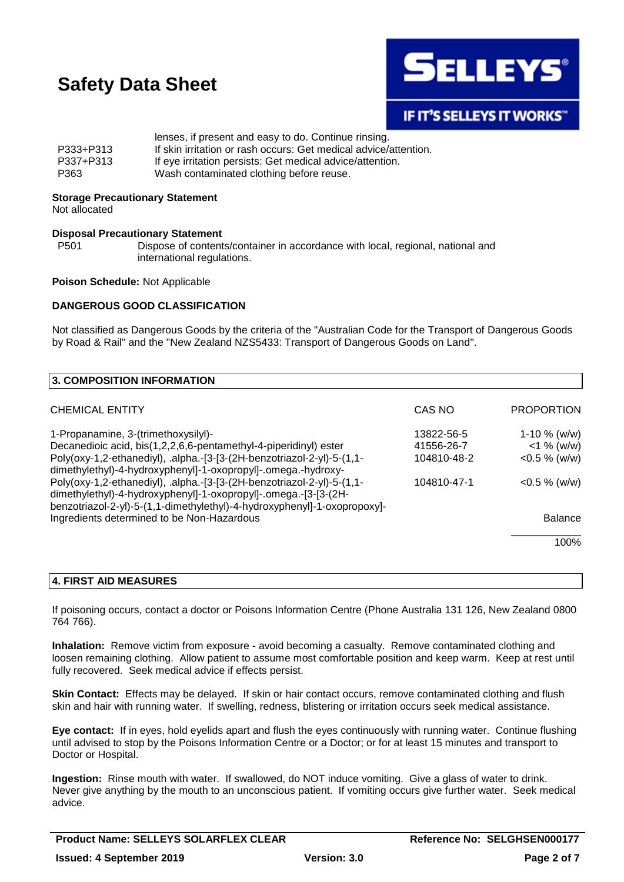lenses, if present and easy to do. Continue rinsing.

| | |
|---|---|
| P333+P313 | If skin irritation or rash occurs: Get medical advice/attention. |
| P337+P313 | If eye irritation persists: Get medical advice/attention. |
| P363 | Wash contaminated clothing before reuse. |

**Storage Precautionary Statement**
Not allocated

**Disposal Precautionary Statement**

| | |
|---|---|
| P501 | Dispose of contents/container in accordance with local, regional, national and international regulations. |

**Poison Schedule:** Not Applicable

**DANGEROUS GOOD CLASSIFICATION**

Not classified as Dangerous Goods by the criteria of the "Australian Code for the Transport of Dangerous Goods by Road & Rail" and the "New Zealand NZS5433: Transport of Dangerous Goods on Land".

## 3. COMPOSITION INFORMATION

| CHEMICAL ENTITY | CAS NO | PROPORTION |
|---|---|---|
| 1-Propanamine, 3-(trimethoxysilyl)- | 13822-56-5 | 1-10 % (w/w) |
| Decanedioic acid, bis(1,2,2,6,6-pentamethyl-4-piperidinyl) ester | 41556-26-7 | <1 % (w/w) |
| Poly(oxy-1,2-ethanediyl), .alpha.-[3-[3-(2H-benzotriazol-2-yl)-5-(1,1-dimethylethyl)-4-hydroxyphenyl]-1-oxopropyl]-.omega.-hydroxy- | 104810-48-2 | <0.5 % (w/w) |
| Poly(oxy-1,2-ethanediyl), .alpha.-[3-[3-(2H-benzotriazol-2-yl)-5-(1,1-dimethylethyl)-4-hydroxyphenyl]-1-oxopropyl]-.omega.-[3-[3-(2H-benzotriazol-2-yl)-5-(1,1-dimethylethyl)-4-hydroxyphenyl]-1-oxopropoxy]- | 104810-47-1 | <0.5 % (w/w) |
| Ingredients determined to be Non-Hazardous | | Balance |
| | | 100% |

## 4. FIRST AID MEASURES

If poisoning occurs, contact a doctor or Poisons Information Centre (Phone Australia 131 126, New Zealand 0800 764 766).

**Inhalation:** Remove victim from exposure - avoid becoming a casualty. Remove contaminated clothing and loosen remaining clothing. Allow patient to assume most comfortable position and keep warm. Keep at rest until fully recovered. Seek medical advice if effects persist.

**Skin Contact:** Effects may be delayed. If skin or hair contact occurs, remove contaminated clothing and flush skin and hair with running water. If swelling, redness, blistering or irritation occurs seek medical assistance.

**Eye contact:** If in eyes, hold eyelids apart and flush the eyes continuously with running water. Continue flushing until advised to stop by the Poisons Information Centre or a Doctor; or for at least 15 minutes and transport to Doctor or Hospital.

**Ingestion:** Rinse mouth with water. If swallowed, do NOT induce vomiting. Give a glass of water to drink. Never give anything by the mouth to an unconscious patient. If vomiting occurs give further water. Seek medical advice.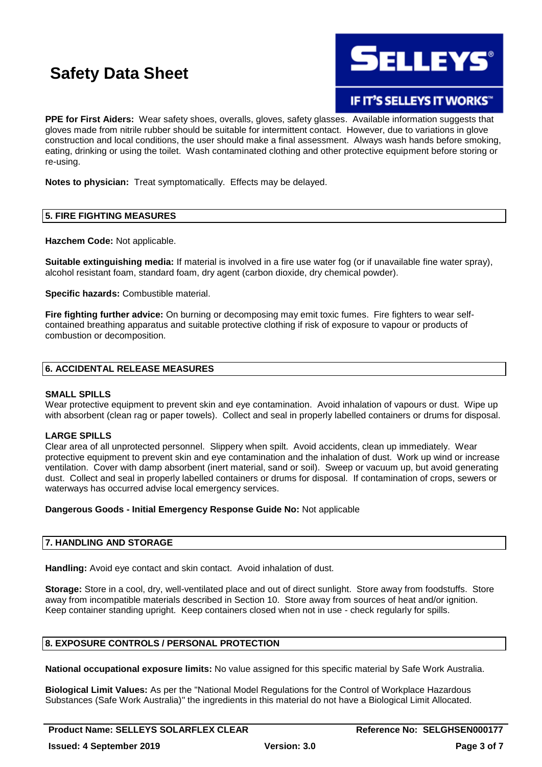**PPE for First Aiders:** Wear safety shoes, overalls, gloves, safety glasses. Available information suggests that gloves made from nitrile rubber should be suitable for intermittent contact. However, due to variations in glove construction and local conditions, the user should make a final assessment. Always wash hands before smoking, eating, drinking or using the toilet. Wash contaminated clothing and other protective equipment before storing or re-using.

**Notes to physician:** Treat symptomatically. Effects may be delayed.

## 5. FIRE FIGHTING MEASURES

**Hazchem Code:** Not applicable.

**Suitable extinguishing media:** If material is involved in a fire use water fog (or if unavailable fine water spray), alcohol resistant foam, standard foam, dry agent (carbon dioxide, dry chemical powder).

**Specific hazards:** Combustible material.

**Fire fighting further advice:** On burning or decomposing may emit toxic fumes. Fire fighters to wear self-contained breathing apparatus and suitable protective clothing if risk of exposure to vapour or products of combustion or decomposition.

## 6. ACCIDENTAL RELEASE MEASURES

**SMALL SPILLS**
Wear protective equipment to prevent skin and eye contamination. Avoid inhalation of vapours or dust. Wipe up with absorbent (clean rag or paper towels). Collect and seal in properly labelled containers or drums for disposal.

**LARGE SPILLS**
Clear area of all unprotected personnel. Slippery when spilt. Avoid accidents, clean up immediately. Wear protective equipment to prevent skin and eye contamination and the inhalation of dust. Work up wind or increase ventilation. Cover with damp absorbent (inert material, sand or soil). Sweep or vacuum up, but avoid generating dust. Collect and seal in properly labelled containers or drums for disposal. If contamination of crops, sewers or waterways has occurred advise local emergency services.

**Dangerous Goods - Initial Emergency Response Guide No:** Not applicable

## 7. HANDLING AND STORAGE

**Handling:** Avoid eye contact and skin contact. Avoid inhalation of dust.

**Storage:** Store in a cool, dry, well-ventilated place and out of direct sunlight. Store away from foodstuffs. Store away from incompatible materials described in Section 10. Store away from sources of heat and/or ignition. Keep container standing upright. Keep containers closed when not in use - check regularly for spills.

## 8. EXPOSURE CONTROLS / PERSONAL PROTECTION

**National occupational exposure limits:** No value assigned for this specific material by Safe Work Australia.

**Biological Limit Values:** As per the "National Model Regulations for the Control of Workplace Hazardous Substances (Safe Work Australia)" the ingredients in this material do not have a Biological Limit Allocated.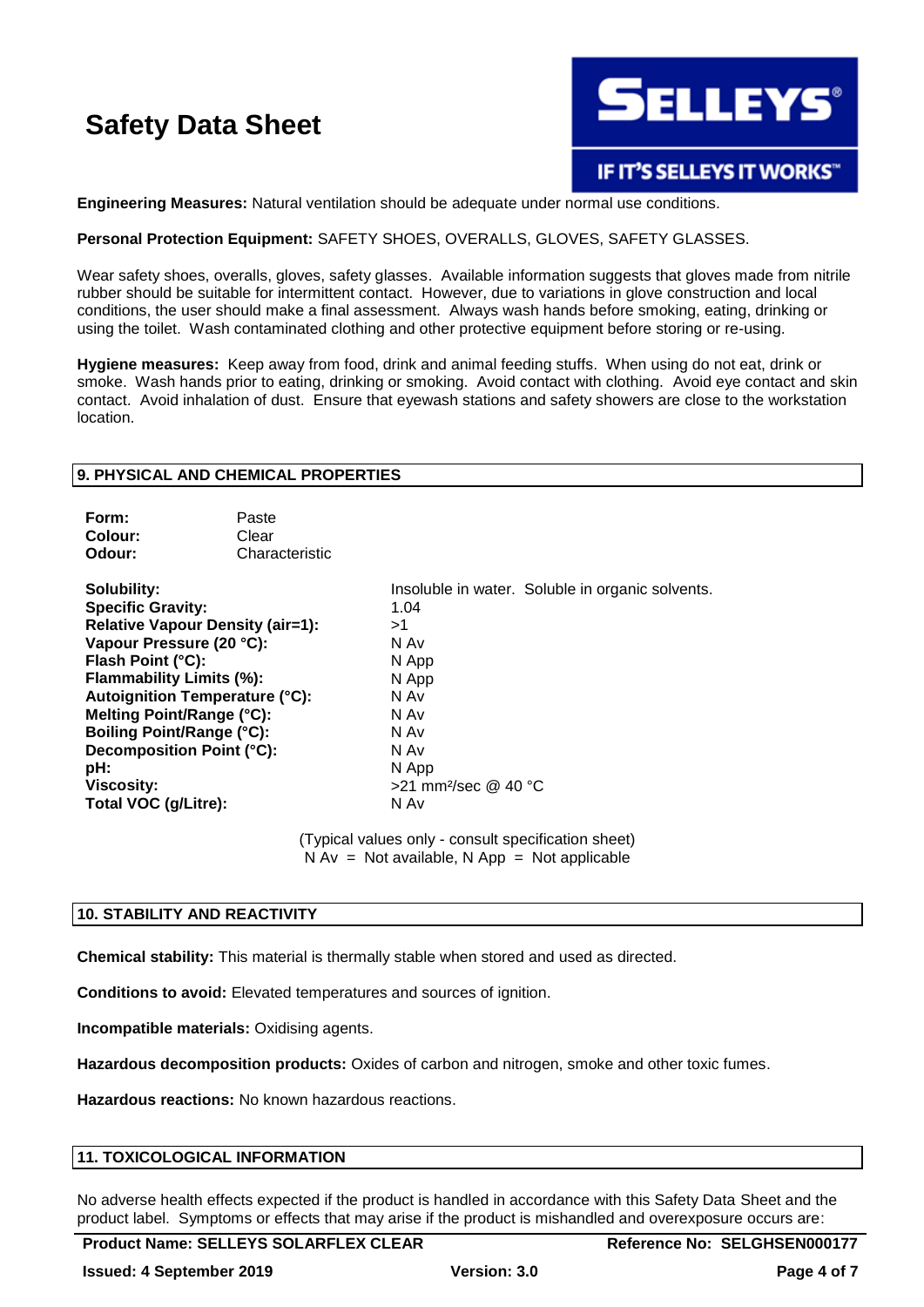**Engineering Measures:** Natural ventilation should be adequate under normal use conditions.

**Personal Protection Equipment:** SAFETY SHOES, OVERALLS, GLOVES, SAFETY GLASSES.

Wear safety shoes, overalls, gloves, safety glasses. Available information suggests that gloves made from nitrile rubber should be suitable for intermittent contact. However, due to variations in glove construction and local conditions, the user should make a final assessment. Always wash hands before smoking, eating, drinking or using the toilet. Wash contaminated clothing and other protective equipment before storing or re-using.

**Hygiene measures:** Keep away from food, drink and animal feeding stuffs. When using do not eat, drink or smoke. Wash hands prior to eating, drinking or smoking. Avoid contact with clothing. Avoid eye contact and skin contact. Avoid inhalation of dust. Ensure that eyewash stations and safety showers are close to the workstation location.

## 9. PHYSICAL AND CHEMICAL PROPERTIES

| | |
|---|---|
| **Form:** | Paste |
| **Colour:** | Clear |
| **Odour:** | Characteristic |

| | |
|---|---|
| **Solubility:** | Insoluble in water. Soluble in organic solvents. |
| **Specific Gravity:** | 1.04 |
| **Relative Vapour Density (air=1):** | >1 |
| **Vapour Pressure (20 °C):** | N Av |
| **Flash Point (°C):** | N App |
| **Flammability Limits (%):** | N App |
| **Autoignition Temperature (°C):** | N Av |
| **Melting Point/Range (°C):** | N Av |
| **Boiling Point/Range (°C):** | N Av |
| **Decomposition Point (°C):** | N Av |
| **pH:** | N App |
| **Viscosity:** | >21 $mm^2$/sec @ 40 °C |
| **Total VOC (g/Litre):** | N Av |

(Typical values only - consult specification sheet)
N Av = Not available, N App = Not applicable

## 10. STABILITY AND REACTIVITY

**Chemical stability:** This material is thermally stable when stored and used as directed.

**Conditions to avoid:** Elevated temperatures and sources of ignition.

**Incompatible materials:** Oxidising agents.

**Hazardous decomposition products:** Oxides of carbon and nitrogen, smoke and other toxic fumes.

**Hazardous reactions:** No known hazardous reactions.

## 11. TOXICOLOGICAL INFORMATION

No adverse health effects expected if the product is handled in accordance with this Safety Data Sheet and the product label. Symptoms or effects that may arise if the product is mishandled and overexposure occurs are: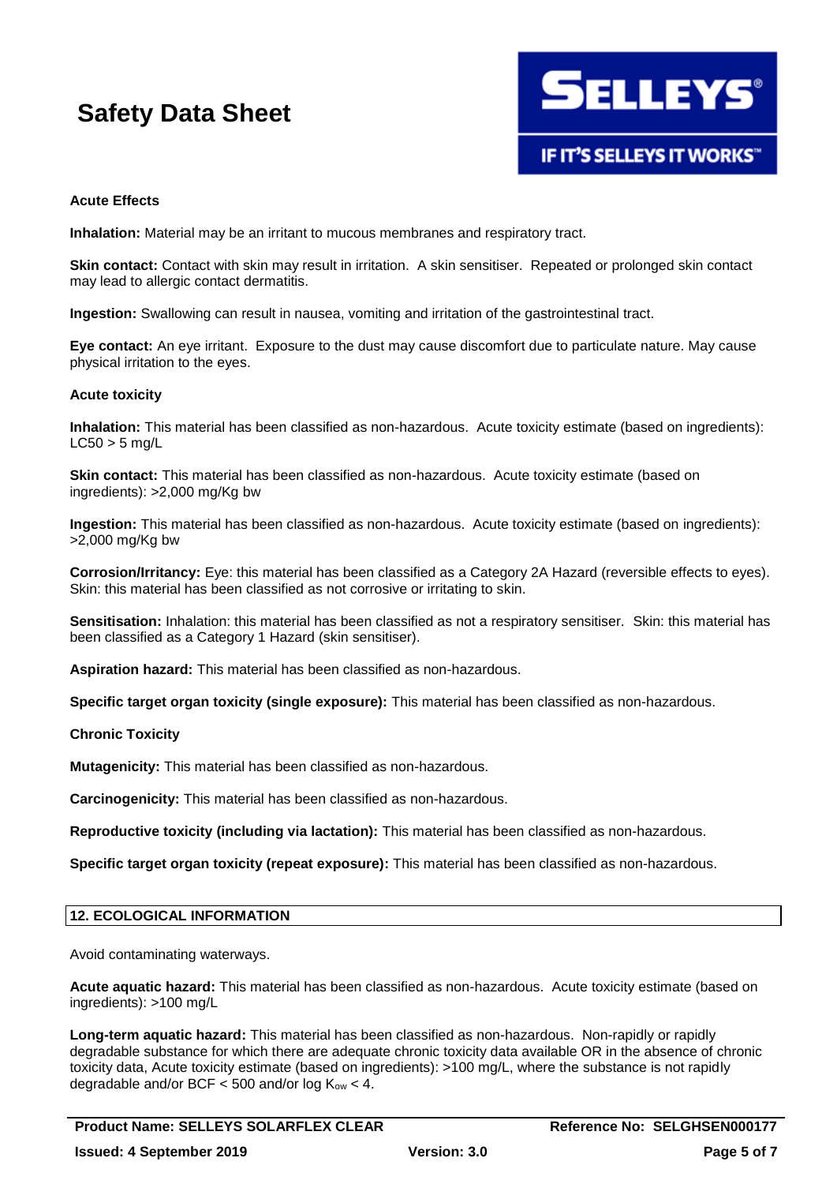**Acute Effects**

**Inhalation:** Material may be an irritant to mucous membranes and respiratory tract.

**Skin contact:** Contact with skin may result in irritation. A skin sensitiser. Repeated or prolonged skin contact may lead to allergic contact dermatitis.

**Ingestion:** Swallowing can result in nausea, vomiting and irritation of the gastrointestinal tract.

**Eye contact:** An eye irritant. Exposure to the dust may cause discomfort due to particulate nature. May cause physical irritation to the eyes.

**Acute toxicity**

**Inhalation:** This material has been classified as non-hazardous. Acute toxicity estimate (based on ingredients): LC50 > 5 mg/L

**Skin contact:** This material has been classified as non-hazardous. Acute toxicity estimate (based on ingredients): >2,000 mg/Kg bw

**Ingestion:** This material has been classified as non-hazardous. Acute toxicity estimate (based on ingredients): >2,000 mg/Kg bw

**Corrosion/Irritancy:** Eye: this material has been classified as a Category 2A Hazard (reversible effects to eyes). Skin: this material has been classified as not corrosive or irritating to skin.

**Sensitisation:** Inhalation: this material has been classified as not a respiratory sensitiser. Skin: this material has been classified as a Category 1 Hazard (skin sensitiser).

**Aspiration hazard:** This material has been classified as non-hazardous.

**Specific target organ toxicity (single exposure):** This material has been classified as non-hazardous.

**Chronic Toxicity**

**Mutagenicity:** This material has been classified as non-hazardous.

**Carcinogenicity:** This material has been classified as non-hazardous.

**Reproductive toxicity (including via lactation):** This material has been classified as non-hazardous.

**Specific target organ toxicity (repeat exposure):** This material has been classified as non-hazardous.

## 12. ECOLOGICAL INFORMATION

Avoid contaminating waterways.

**Acute aquatic hazard:** This material has been classified as non-hazardous. Acute toxicity estimate (based on ingredients): >100 mg/L

**Long-term aquatic hazard:** This material has been classified as non-hazardous. Non-rapidly or rapidly degradable substance for which there are adequate chronic toxicity data available OR in the absence of chronic toxicity data, Acute toxicity estimate (based on ingredients): >100 mg/L, where the substance is not rapidly degradable and/or BCF < 500 and/or log $K_{ow}$ < 4.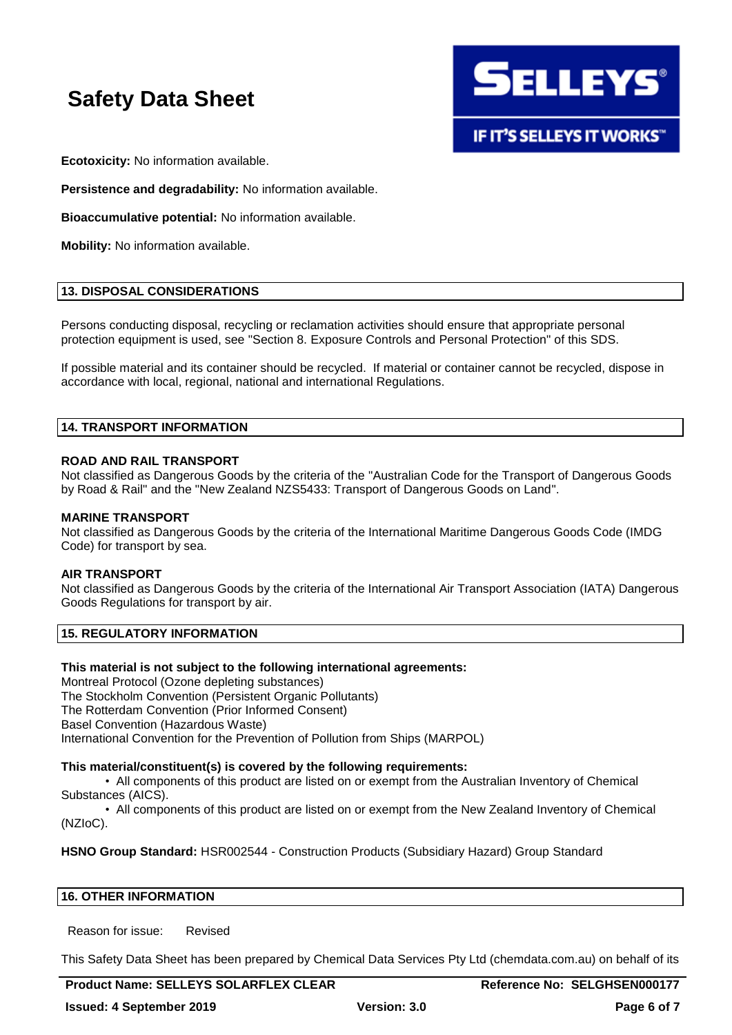**Ecotoxicity:** No information available.

**Persistence and degradability:** No information available.

**Bioaccumulative potential:** No information available.

**Mobility:** No information available.

## 13. DISPOSAL CONSIDERATIONS

Persons conducting disposal, recycling or reclamation activities should ensure that appropriate personal protection equipment is used, see "Section 8. Exposure Controls and Personal Protection" of this SDS.

If possible material and its container should be recycled. If material or container cannot be recycled, dispose in accordance with local, regional, national and international Regulations.

## 14. TRANSPORT INFORMATION

**ROAD AND RAIL TRANSPORT**
Not classified as Dangerous Goods by the criteria of the "Australian Code for the Transport of Dangerous Goods by Road & Rail" and the "New Zealand NZS5433: Transport of Dangerous Goods on Land".

**MARINE TRANSPORT**
Not classified as Dangerous Goods by the criteria of the International Maritime Dangerous Goods Code (IMDG Code) for transport by sea.

**AIR TRANSPORT**
Not classified as Dangerous Goods by the criteria of the International Air Transport Association (IATA) Dangerous Goods Regulations for transport by air.

## 15. REGULATORY INFORMATION

**This material is not subject to the following international agreements:**
Montreal Protocol (Ozone depleting substances)
The Stockholm Convention (Persistent Organic Pollutants)
The Rotterdam Convention (Prior Informed Consent)
Basel Convention (Hazardous Waste)
International Convention for the Prevention of Pollution from Ships (MARPOL)

**This material/constituent(s) is covered by the following requirements:**

- All components of this product are listed on or exempt from the Australian Inventory of Chemical Substances (AICS).
- All components of this product are listed on or exempt from the New Zealand Inventory of Chemical (NZIoC).

**HSNO Group Standard:** HSR002544 - Construction Products (Subsidiary Hazard) Group Standard

## 16. OTHER INFORMATION

Reason for issue: Revised

This Safety Data Sheet has been prepared by Chemical Data Services Pty Ltd (chemdata.com.au) on behalf of its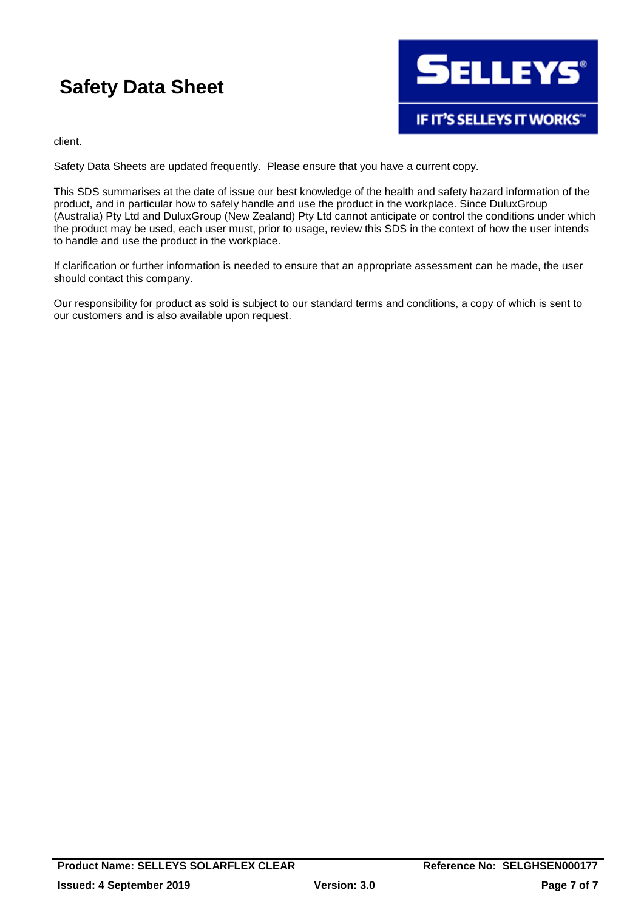client.

Safety Data Sheets are updated frequently. Please ensure that you have a current copy.

This SDS summarises at the date of issue our best knowledge of the health and safety hazard information of the product, and in particular how to safely handle and use the product in the workplace. Since DuluxGroup (Australia) Pty Ltd and DuluxGroup (New Zealand) Pty Ltd cannot anticipate or control the conditions under which the product may be used, each user must, prior to usage, review this SDS in the context of how the user intends to handle and use the product in the workplace.

If clarification or further information is needed to ensure that an appropriate assessment can be made, the user should contact this company.

Our responsibility for product as sold is subject to our standard terms and conditions, a copy of which is sent to our customers and is also available upon request.